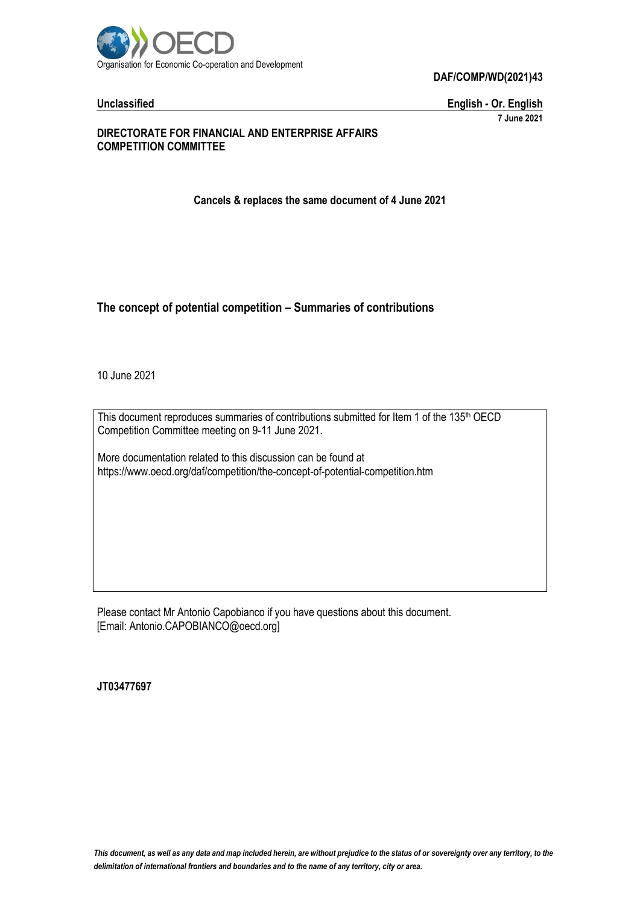Organisation for Economic Co-operation and Development

**DAF/COMP/WD(2021)43**

**Unclassified** **English - Or. English**

**7 June 2021**

**DIRECTORATE FOR FINANCIAL AND ENTERPRISE AFFAIRS**
**COMPETITION COMMITTEE**

**Cancels & replaces the same document of 4 June 2021**

# The concept of potential competition – Summaries of contributions

10 June 2021

This document reproduces summaries of contributions submitted for Item 1 of the 135th OECD Competition Committee meeting on 9-11 June 2021.

More documentation related to this discussion can be found at
https://www.oecd.org/daf/competition/the-concept-of-potential-competition.htm

Please contact Mr Antonio Capobianco if you have questions about this document.
[Email: Antonio.CAPOBIANCO@oecd.org]

**JT03477697**

*This document, as well as any data and map included herein, are without prejudice to the status of or sovereignty over any territory, to the delimitation of international frontiers and boundaries and to the name of any territory, city or area.*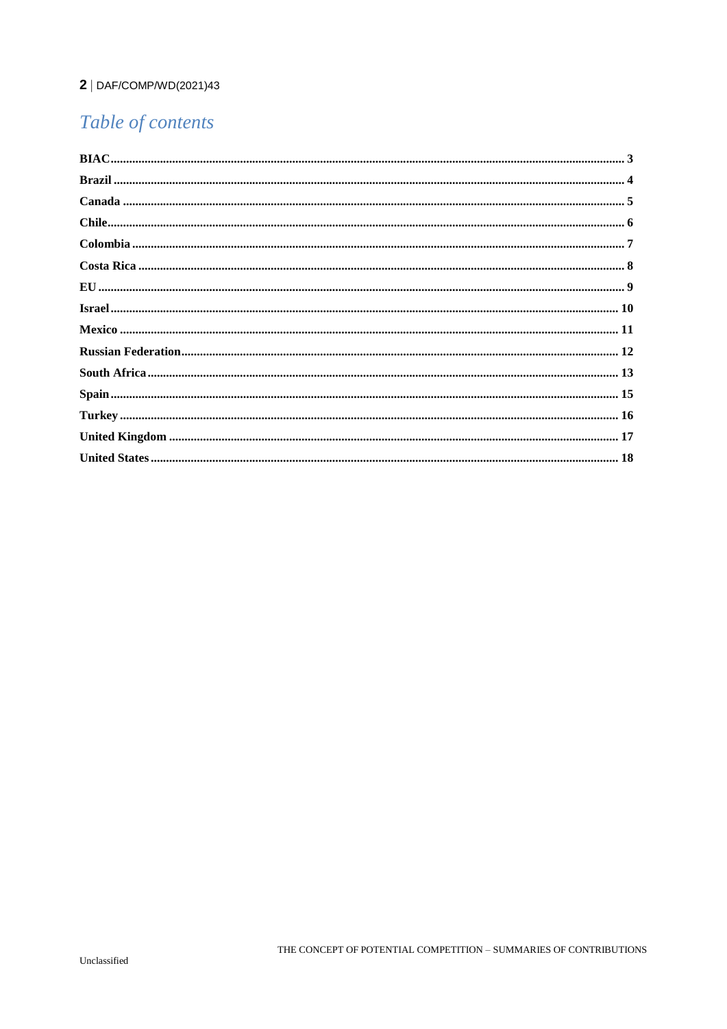# *Table of contents*

**BIAC** .......... **3**

**Brazil** .......... **4**

**Canada** .......... **5**

**Chile** .......... **6**

**Colombia** .......... **7**

**Costa Rica** .......... **8**

**EU** .......... **9**

**Israel** .......... **10**

**Mexico** .......... **11**

**Russian Federation** .......... **12**

**South Africa** .......... **13**

**Spain** .......... **15**

**Turkey** .......... **16**

**United Kingdom** .......... **17**

**United States** .......... **18**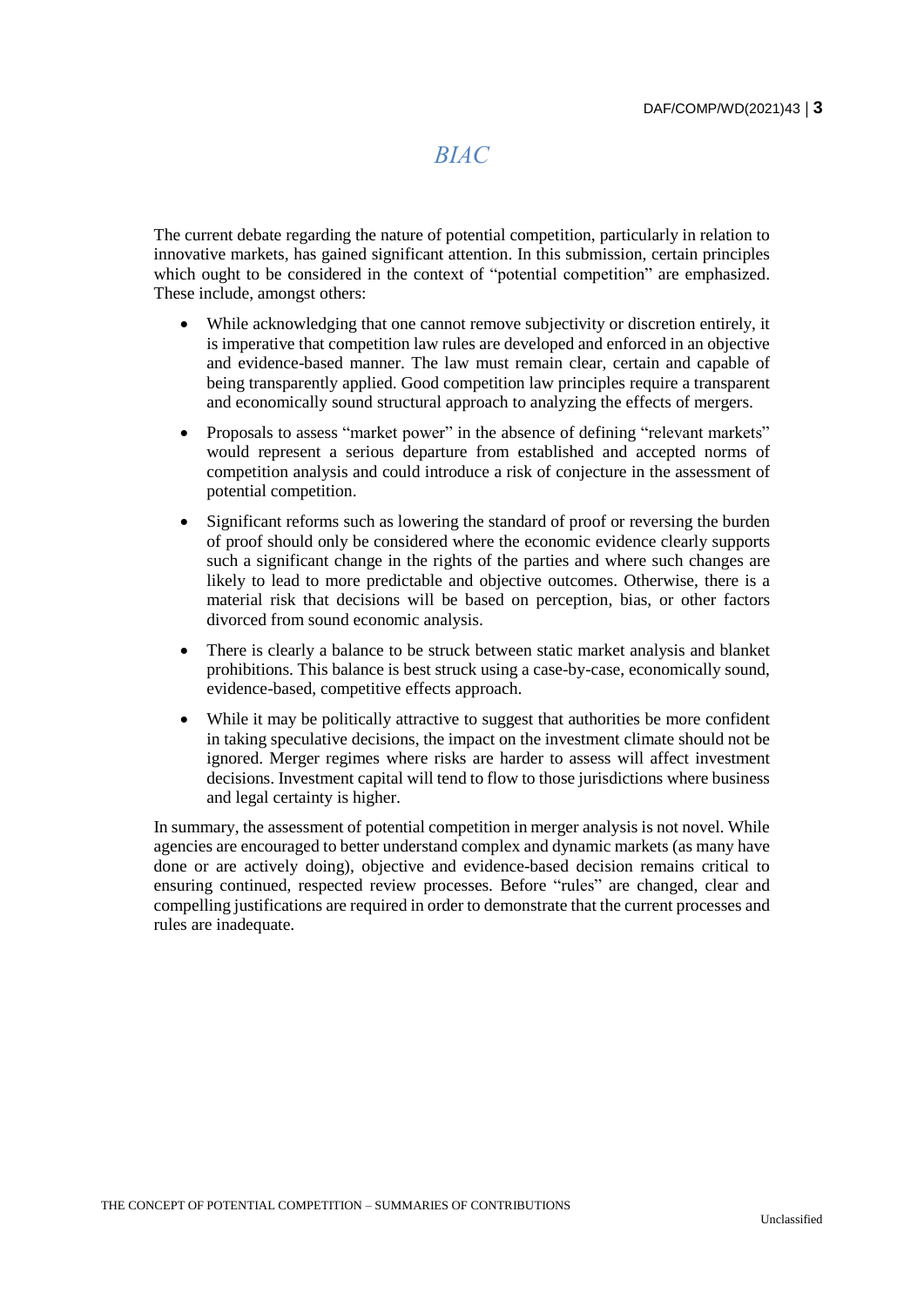# *BIAC*

The current debate regarding the nature of potential competition, particularly in relation to innovative markets, has gained significant attention. In this submission, certain principles which ought to be considered in the context of "potential competition" are emphasized. These include, amongst others:

- While acknowledging that one cannot remove subjectivity or discretion entirely, it is imperative that competition law rules are developed and enforced in an objective and evidence-based manner. The law must remain clear, certain and capable of being transparently applied. Good competition law principles require a transparent and economically sound structural approach to analyzing the effects of mergers.
- Proposals to assess "market power" in the absence of defining "relevant markets" would represent a serious departure from established and accepted norms of competition analysis and could introduce a risk of conjecture in the assessment of potential competition.
- Significant reforms such as lowering the standard of proof or reversing the burden of proof should only be considered where the economic evidence clearly supports such a significant change in the rights of the parties and where such changes are likely to lead to more predictable and objective outcomes. Otherwise, there is a material risk that decisions will be based on perception, bias, or other factors divorced from sound economic analysis.
- There is clearly a balance to be struck between static market analysis and blanket prohibitions. This balance is best struck using a case-by-case, economically sound, evidence-based, competitive effects approach.
- While it may be politically attractive to suggest that authorities be more confident in taking speculative decisions, the impact on the investment climate should not be ignored. Merger regimes where risks are harder to assess will affect investment decisions. Investment capital will tend to flow to those jurisdictions where business and legal certainty is higher.

In summary, the assessment of potential competition in merger analysis is not novel. While agencies are encouraged to better understand complex and dynamic markets (as many have done or are actively doing), objective and evidence-based decision remains critical to ensuring continued, respected review processes. Before "rules" are changed, clear and compelling justifications are required in order to demonstrate that the current processes and rules are inadequate.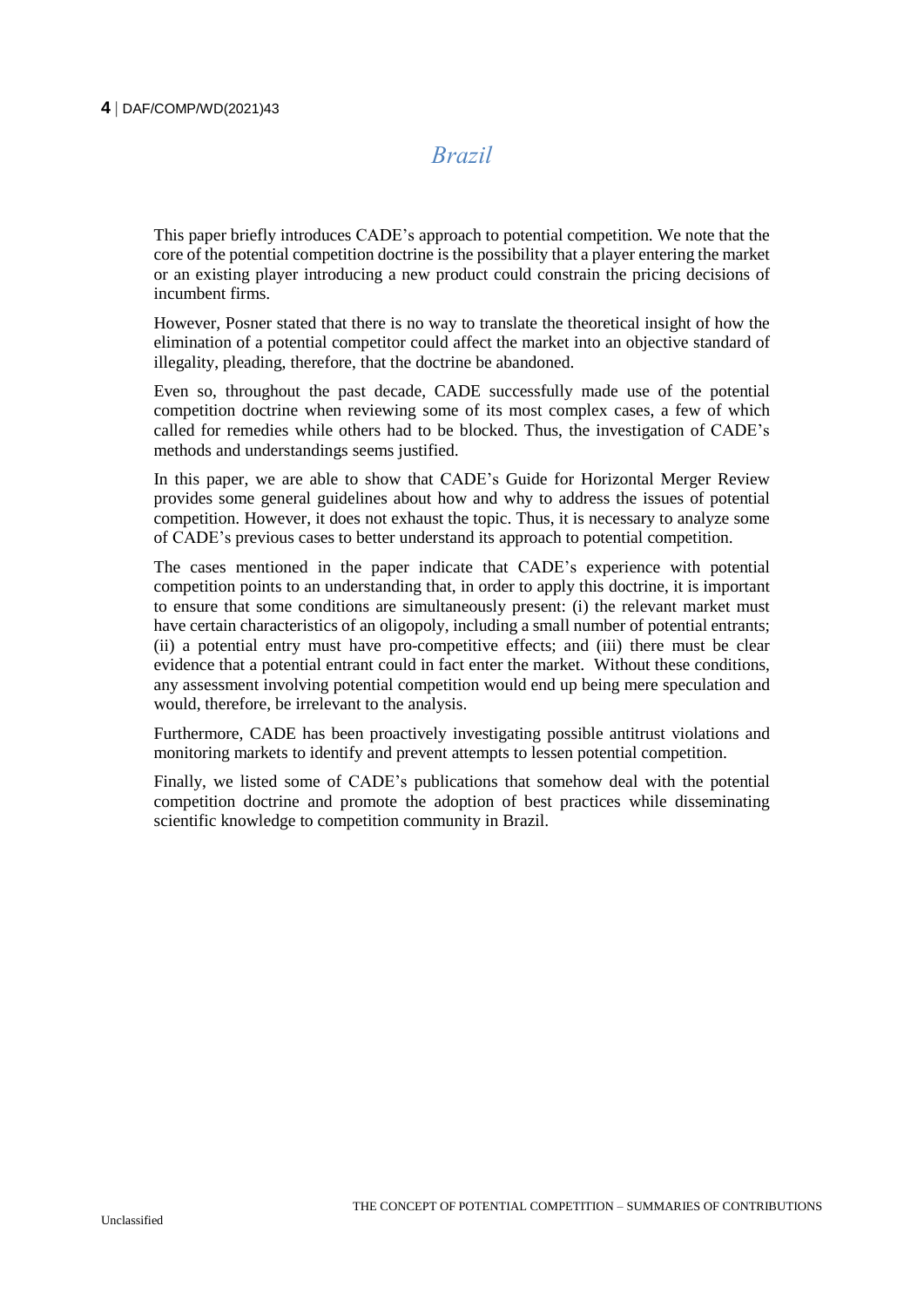# *Brazil*

This paper briefly introduces CADE's approach to potential competition. We note that the core of the potential competition doctrine is the possibility that a player entering the market or an existing player introducing a new product could constrain the pricing decisions of incumbent firms.

However, Posner stated that there is no way to translate the theoretical insight of how the elimination of a potential competitor could affect the market into an objective standard of illegality, pleading, therefore, that the doctrine be abandoned.

Even so, throughout the past decade, CADE successfully made use of the potential competition doctrine when reviewing some of its most complex cases, a few of which called for remedies while others had to be blocked. Thus, the investigation of CADE's methods and understandings seems justified.

In this paper, we are able to show that CADE's Guide for Horizontal Merger Review provides some general guidelines about how and why to address the issues of potential competition. However, it does not exhaust the topic. Thus, it is necessary to analyze some of CADE's previous cases to better understand its approach to potential competition.

The cases mentioned in the paper indicate that CADE's experience with potential competition points to an understanding that, in order to apply this doctrine, it is important to ensure that some conditions are simultaneously present: (i) the relevant market must have certain characteristics of an oligopoly, including a small number of potential entrants; (ii) a potential entry must have pro-competitive effects; and (iii) there must be clear evidence that a potential entrant could in fact enter the market. Without these conditions, any assessment involving potential competition would end up being mere speculation and would, therefore, be irrelevant to the analysis.

Furthermore, CADE has been proactively investigating possible antitrust violations and monitoring markets to identify and prevent attempts to lessen potential competition.

Finally, we listed some of CADE's publications that somehow deal with the potential competition doctrine and promote the adoption of best practices while disseminating scientific knowledge to competition community in Brazil.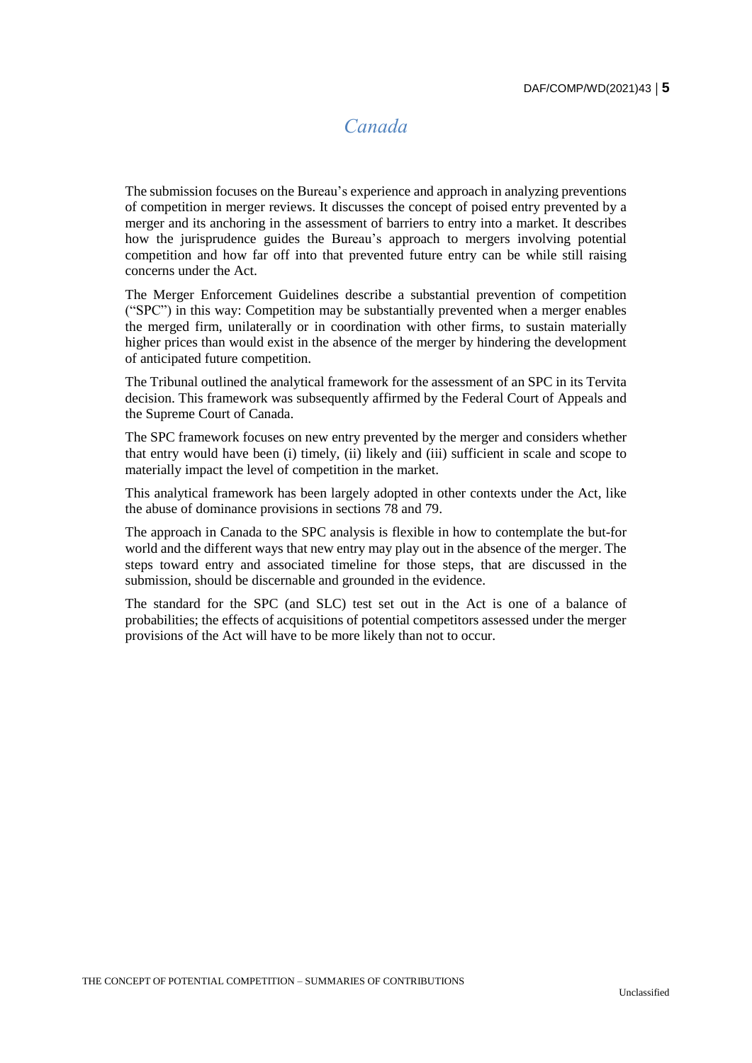# *Canada*

The submission focuses on the Bureau's experience and approach in analyzing preventions of competition in merger reviews. It discusses the concept of poised entry prevented by a merger and its anchoring in the assessment of barriers to entry into a market. It describes how the jurisprudence guides the Bureau's approach to mergers involving potential competition and how far off into that prevented future entry can be while still raising concerns under the Act.

The Merger Enforcement Guidelines describe a substantial prevention of competition ("SPC") in this way: Competition may be substantially prevented when a merger enables the merged firm, unilaterally or in coordination with other firms, to sustain materially higher prices than would exist in the absence of the merger by hindering the development of anticipated future competition.

The Tribunal outlined the analytical framework for the assessment of an SPC in its Tervita decision. This framework was subsequently affirmed by the Federal Court of Appeals and the Supreme Court of Canada.

The SPC framework focuses on new entry prevented by the merger and considers whether that entry would have been (i) timely, (ii) likely and (iii) sufficient in scale and scope to materially impact the level of competition in the market.

This analytical framework has been largely adopted in other contexts under the Act, like the abuse of dominance provisions in sections 78 and 79.

The approach in Canada to the SPC analysis is flexible in how to contemplate the but-for world and the different ways that new entry may play out in the absence of the merger. The steps toward entry and associated timeline for those steps, that are discussed in the submission, should be discernable and grounded in the evidence.

The standard for the SPC (and SLC) test set out in the Act is one of a balance of probabilities; the effects of acquisitions of potential competitors assessed under the merger provisions of the Act will have to be more likely than not to occur.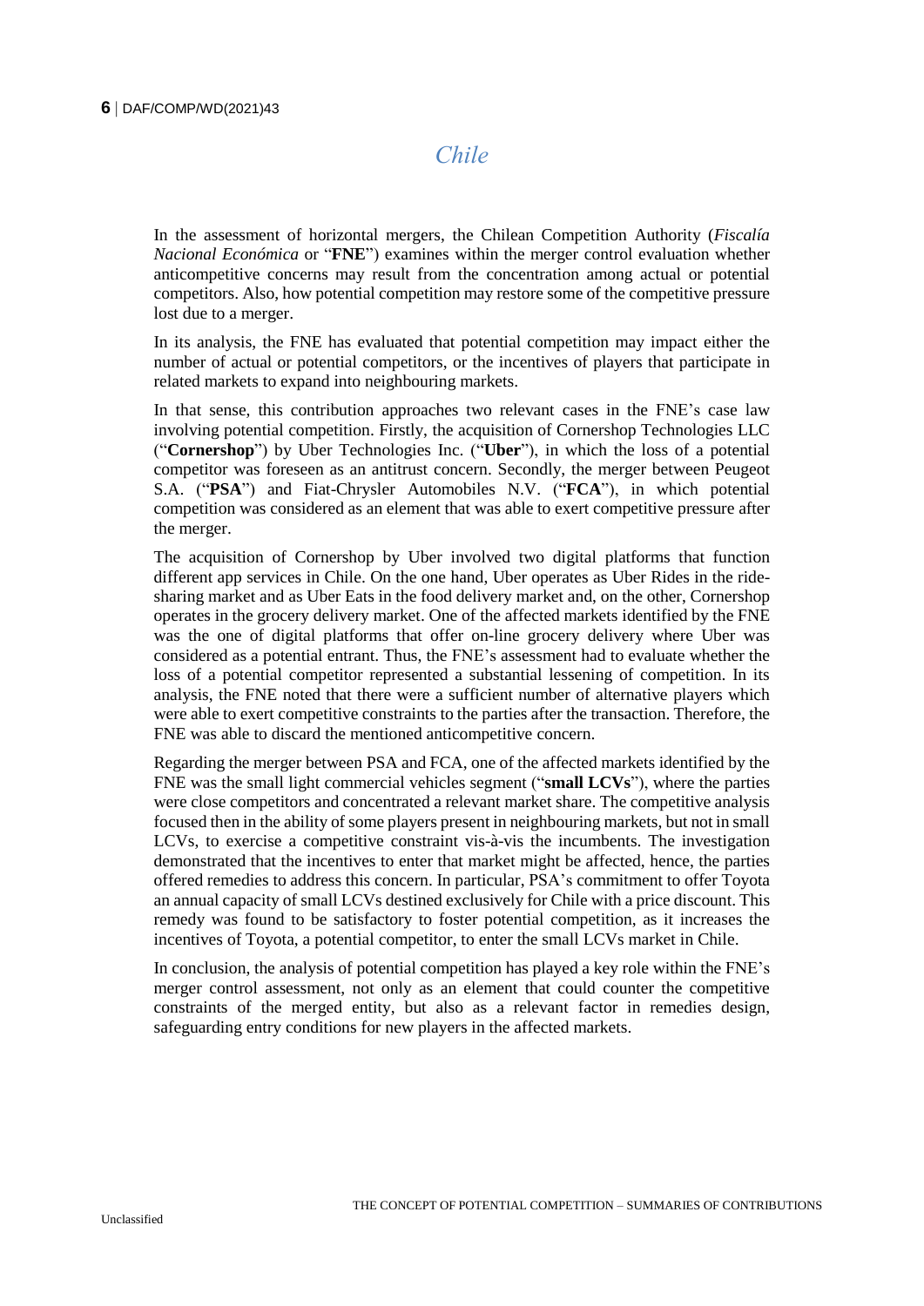# *Chile*

In the assessment of horizontal mergers, the Chilean Competition Authority (*Fiscalía Nacional Económica* or "**FNE**") examines within the merger control evaluation whether anticompetitive concerns may result from the concentration among actual or potential competitors. Also, how potential competition may restore some of the competitive pressure lost due to a merger.

In its analysis, the FNE has evaluated that potential competition may impact either the number of actual or potential competitors, or the incentives of players that participate in related markets to expand into neighbouring markets.

In that sense, this contribution approaches two relevant cases in the FNE's case law involving potential competition. Firstly, the acquisition of Cornershop Technologies LLC ("**Cornershop**") by Uber Technologies Inc. ("**Uber**"), in which the loss of a potential competitor was foreseen as an antitrust concern. Secondly, the merger between Peugeot S.A. ("**PSA**") and Fiat-Chrysler Automobiles N.V. ("**FCA**"), in which potential competition was considered as an element that was able to exert competitive pressure after the merger.

The acquisition of Cornershop by Uber involved two digital platforms that function different app services in Chile. On the one hand, Uber operates as Uber Rides in the ride-sharing market and as Uber Eats in the food delivery market and, on the other, Cornershop operates in the grocery delivery market. One of the affected markets identified by the FNE was the one of digital platforms that offer on-line grocery delivery where Uber was considered as a potential entrant. Thus, the FNE's assessment had to evaluate whether the loss of a potential competitor represented a substantial lessening of competition. In its analysis, the FNE noted that there were a sufficient number of alternative players which were able to exert competitive constraints to the parties after the transaction. Therefore, the FNE was able to discard the mentioned anticompetitive concern.

Regarding the merger between PSA and FCA, one of the affected markets identified by the FNE was the small light commercial vehicles segment ("**small LCVs**"), where the parties were close competitors and concentrated a relevant market share. The competitive analysis focused then in the ability of some players present in neighbouring markets, but not in small LCVs, to exercise a competitive constraint vis-à-vis the incumbents. The investigation demonstrated that the incentives to enter that market might be affected, hence, the parties offered remedies to address this concern. In particular, PSA's commitment to offer Toyota an annual capacity of small LCVs destined exclusively for Chile with a price discount. This remedy was found to be satisfactory to foster potential competition, as it increases the incentives of Toyota, a potential competitor, to enter the small LCVs market in Chile.

In conclusion, the analysis of potential competition has played a key role within the FNE's merger control assessment, not only as an element that could counter the competitive constraints of the merged entity, but also as a relevant factor in remedies design, safeguarding entry conditions for new players in the affected markets.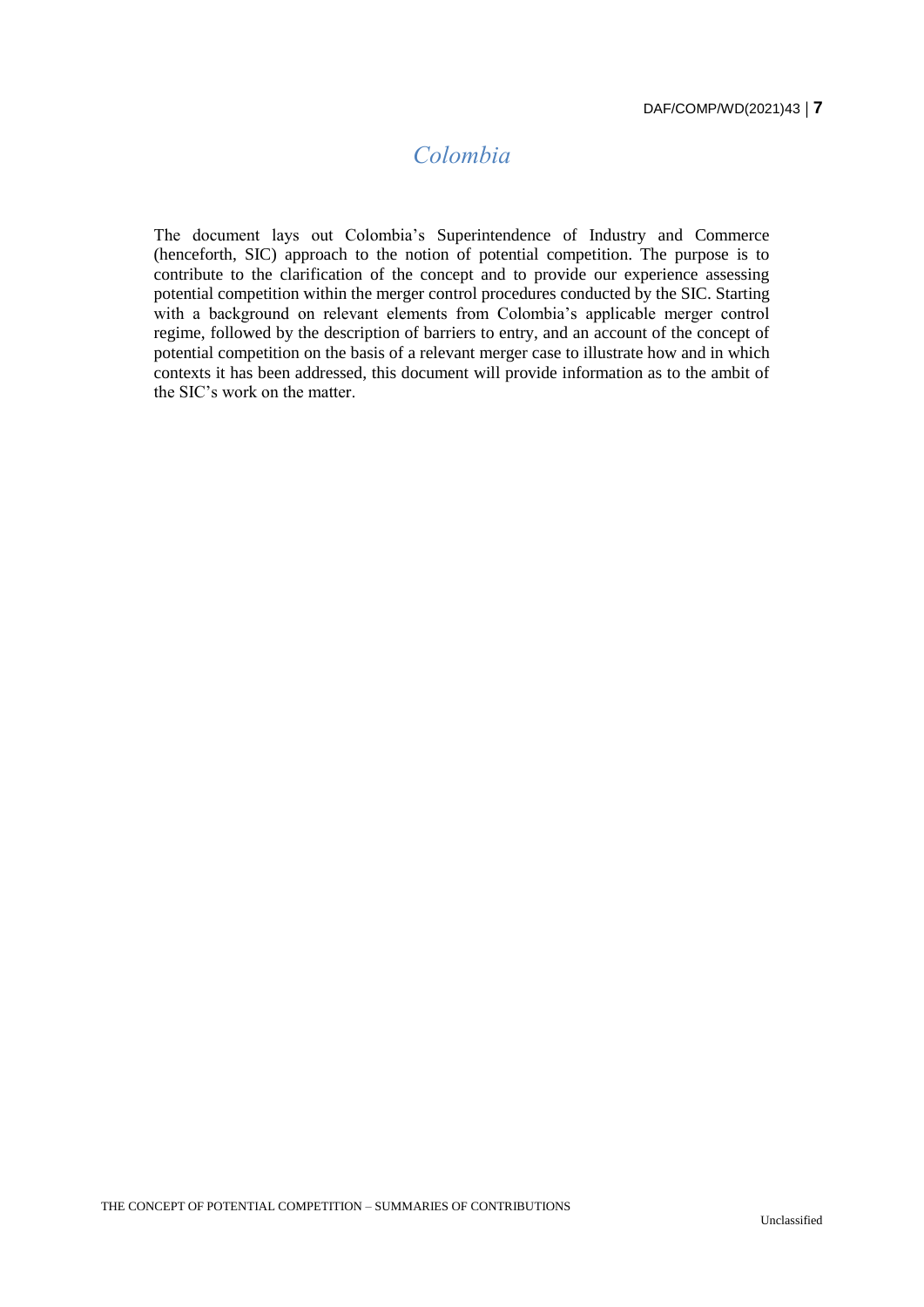# *Colombia*

The document lays out Colombia's Superintendence of Industry and Commerce (henceforth, SIC) approach to the notion of potential competition. The purpose is to contribute to the clarification of the concept and to provide our experience assessing potential competition within the merger control procedures conducted by the SIC. Starting with a background on relevant elements from Colombia's applicable merger control regime, followed by the description of barriers to entry, and an account of the concept of potential competition on the basis of a relevant merger case to illustrate how and in which contexts it has been addressed, this document will provide information as to the ambit of the SIC's work on the matter.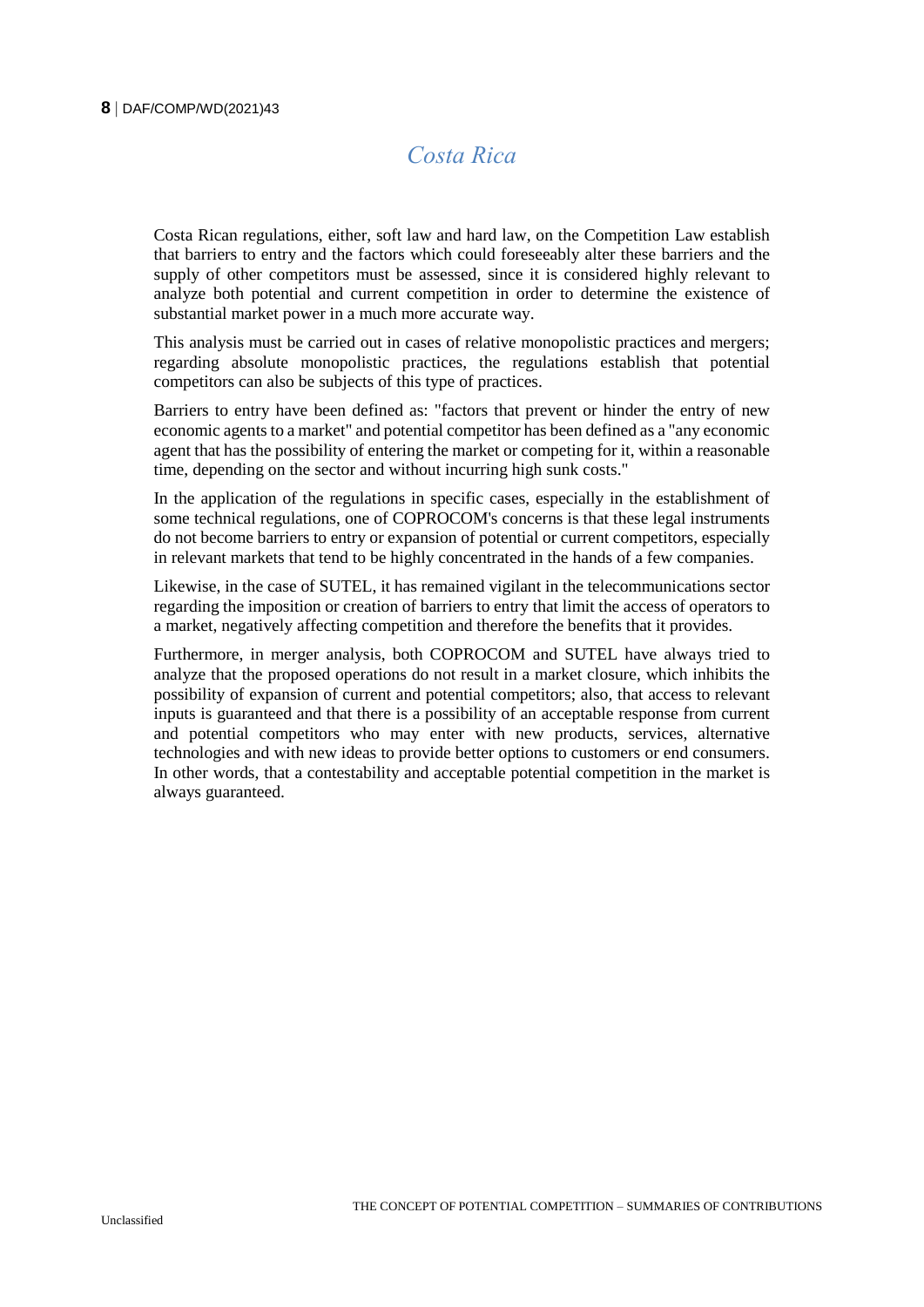# *Costa Rica*

Costa Rican regulations, either, soft law and hard law, on the Competition Law establish that barriers to entry and the factors which could foreseeably alter these barriers and the supply of other competitors must be assessed, since it is considered highly relevant to analyze both potential and current competition in order to determine the existence of substantial market power in a much more accurate way.

This analysis must be carried out in cases of relative monopolistic practices and mergers; regarding absolute monopolistic practices, the regulations establish that potential competitors can also be subjects of this type of practices.

Barriers to entry have been defined as: "factors that prevent or hinder the entry of new economic agents to a market" and potential competitor has been defined as a "any economic agent that has the possibility of entering the market or competing for it, within a reasonable time, depending on the sector and without incurring high sunk costs."

In the application of the regulations in specific cases, especially in the establishment of some technical regulations, one of COPROCOM's concerns is that these legal instruments do not become barriers to entry or expansion of potential or current competitors, especially in relevant markets that tend to be highly concentrated in the hands of a few companies.

Likewise, in the case of SUTEL, it has remained vigilant in the telecommunications sector regarding the imposition or creation of barriers to entry that limit the access of operators to a market, negatively affecting competition and therefore the benefits that it provides.

Furthermore, in merger analysis, both COPROCOM and SUTEL have always tried to analyze that the proposed operations do not result in a market closure, which inhibits the possibility of expansion of current and potential competitors; also, that access to relevant inputs is guaranteed and that there is a possibility of an acceptable response from current and potential competitors who may enter with new products, services, alternative technologies and with new ideas to provide better options to customers or end consumers. In other words, that a contestability and acceptable potential competition in the market is always guaranteed.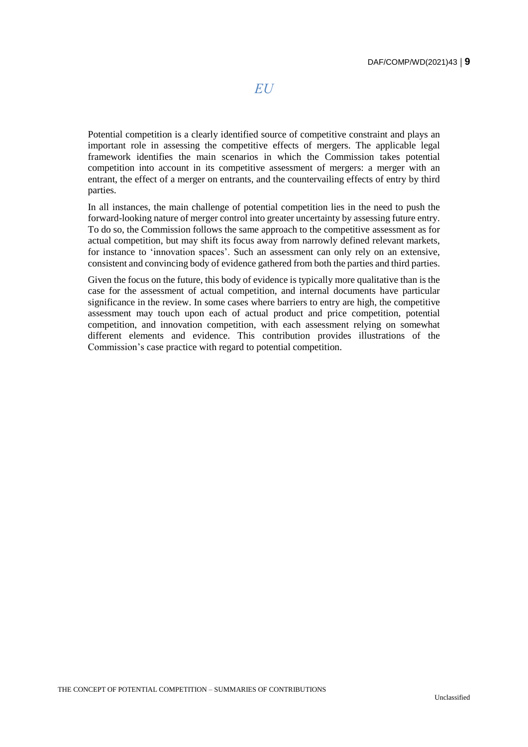## *EU*

Potential competition is a clearly identified source of competitive constraint and plays an important role in assessing the competitive effects of mergers. The applicable legal framework identifies the main scenarios in which the Commission takes potential competition into account in its competitive assessment of mergers: a merger with an entrant, the effect of a merger on entrants, and the countervailing effects of entry by third parties.

In all instances, the main challenge of potential competition lies in the need to push the forward-looking nature of merger control into greater uncertainty by assessing future entry. To do so, the Commission follows the same approach to the competitive assessment as for actual competition, but may shift its focus away from narrowly defined relevant markets, for instance to 'innovation spaces'. Such an assessment can only rely on an extensive, consistent and convincing body of evidence gathered from both the parties and third parties.

Given the focus on the future, this body of evidence is typically more qualitative than is the case for the assessment of actual competition, and internal documents have particular significance in the review. In some cases where barriers to entry are high, the competitive assessment may touch upon each of actual product and price competition, potential competition, and innovation competition, with each assessment relying on somewhat different elements and evidence. This contribution provides illustrations of the Commission's case practice with regard to potential competition.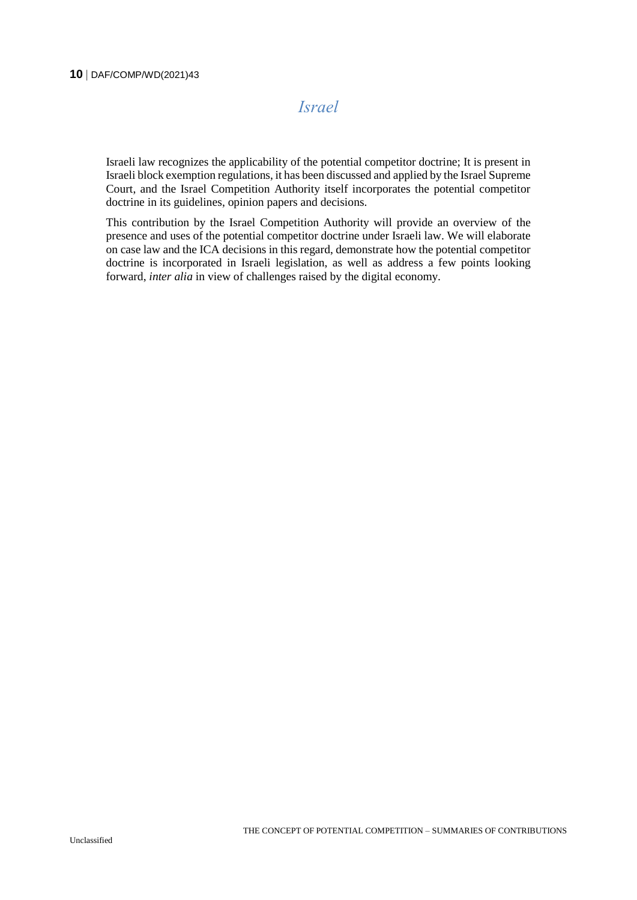# *Israel*

Israeli law recognizes the applicability of the potential competitor doctrine; It is present in Israeli block exemption regulations, it has been discussed and applied by the Israel Supreme Court, and the Israel Competition Authority itself incorporates the potential competitor doctrine in its guidelines, opinion papers and decisions.

This contribution by the Israel Competition Authority will provide an overview of the presence and uses of the potential competitor doctrine under Israeli law. We will elaborate on case law and the ICA decisions in this regard, demonstrate how the potential competitor doctrine is incorporated in Israeli legislation, as well as address a few points looking forward, *inter alia* in view of challenges raised by the digital economy.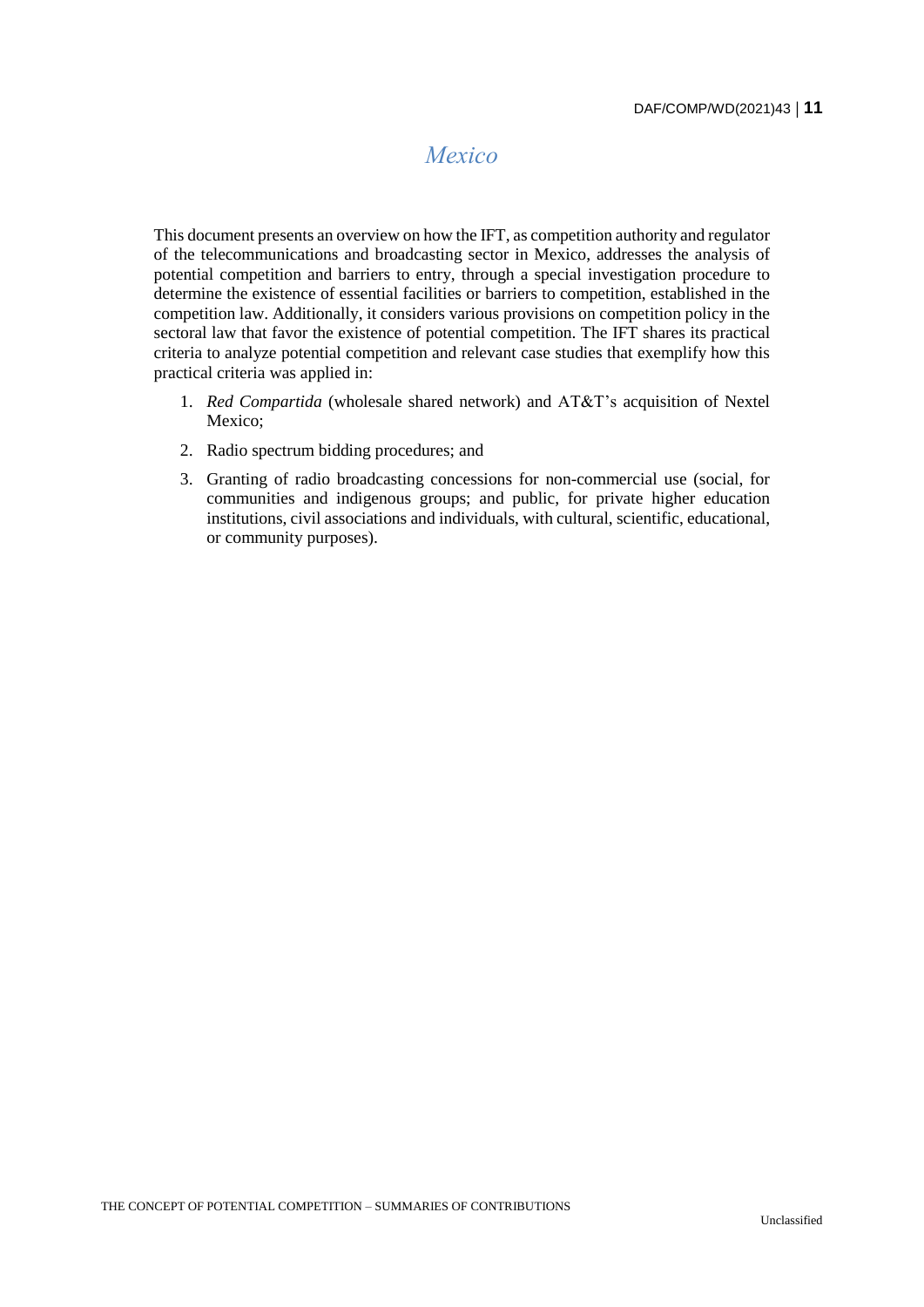# *Mexico*

This document presents an overview on how the IFT, as competition authority and regulator of the telecommunications and broadcasting sector in Mexico, addresses the analysis of potential competition and barriers to entry, through a special investigation procedure to determine the existence of essential facilities or barriers to competition, established in the competition law. Additionally, it considers various provisions on competition policy in the sectoral law that favor the existence of potential competition. The IFT shares its practical criteria to analyze potential competition and relevant case studies that exemplify how this practical criteria was applied in:

1. *Red Compartida* (wholesale shared network) and AT&T's acquisition of Nextel Mexico;
2. Radio spectrum bidding procedures; and
3. Granting of radio broadcasting concessions for non-commercial use (social, for communities and indigenous groups; and public, for private higher education institutions, civil associations and individuals, with cultural, scientific, educational, or community purposes).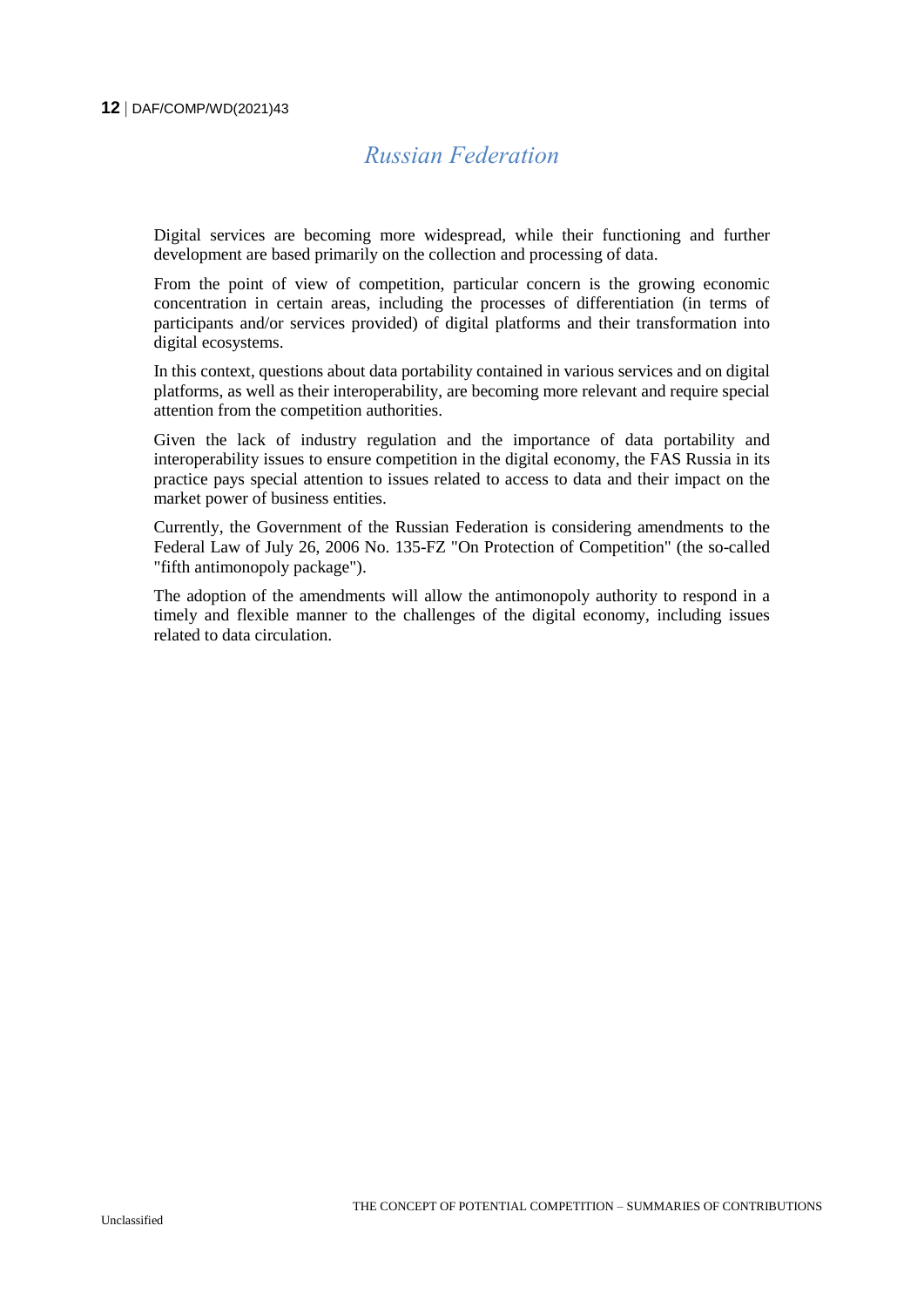## *Russian Federation*

Digital services are becoming more widespread, while their functioning and further development are based primarily on the collection and processing of data.

From the point of view of competition, particular concern is the growing economic concentration in certain areas, including the processes of differentiation (in terms of participants and/or services provided) of digital platforms and their transformation into digital ecosystems.

In this context, questions about data portability contained in various services and on digital platforms, as well as their interoperability, are becoming more relevant and require special attention from the competition authorities.

Given the lack of industry regulation and the importance of data portability and interoperability issues to ensure competition in the digital economy, the FAS Russia in its practice pays special attention to issues related to access to data and their impact on the market power of business entities.

Currently, the Government of the Russian Federation is considering amendments to the Federal Law of July 26, 2006 No. 135-FZ "On Protection of Competition" (the so-called "fifth antimonopoly package").

The adoption of the amendments will allow the antimonopoly authority to respond in a timely and flexible manner to the challenges of the digital economy, including issues related to data circulation.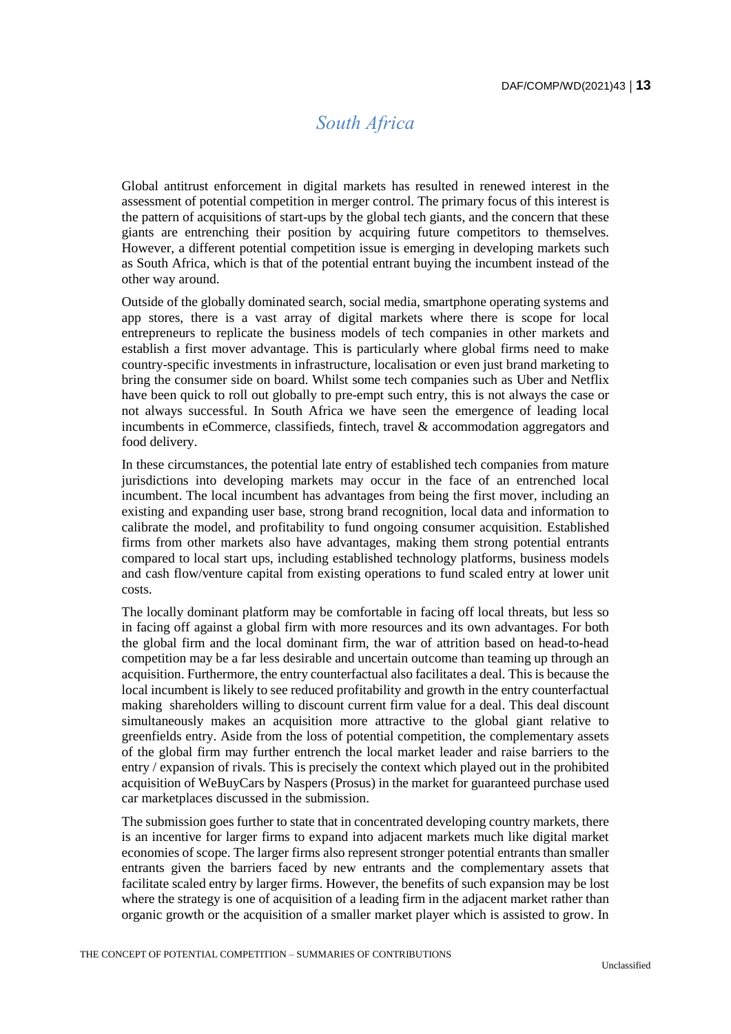# *South Africa*

Global antitrust enforcement in digital markets has resulted in renewed interest in the assessment of potential competition in merger control. The primary focus of this interest is the pattern of acquisitions of start-ups by the global tech giants, and the concern that these giants are entrenching their position by acquiring future competitors to themselves. However, a different potential competition issue is emerging in developing markets such as South Africa, which is that of the potential entrant buying the incumbent instead of the other way around.

Outside of the globally dominated search, social media, smartphone operating systems and app stores, there is a vast array of digital markets where there is scope for local entrepreneurs to replicate the business models of tech companies in other markets and establish a first mover advantage. This is particularly where global firms need to make country-specific investments in infrastructure, localisation or even just brand marketing to bring the consumer side on board. Whilst some tech companies such as Uber and Netflix have been quick to roll out globally to pre-empt such entry, this is not always the case or not always successful. In South Africa we have seen the emergence of leading local incumbents in eCommerce, classifieds, fintech, travel & accommodation aggregators and food delivery.

In these circumstances, the potential late entry of established tech companies from mature jurisdictions into developing markets may occur in the face of an entrenched local incumbent. The local incumbent has advantages from being the first mover, including an existing and expanding user base, strong brand recognition, local data and information to calibrate the model, and profitability to fund ongoing consumer acquisition. Established firms from other markets also have advantages, making them strong potential entrants compared to local start ups, including established technology platforms, business models and cash flow/venture capital from existing operations to fund scaled entry at lower unit costs.

The locally dominant platform may be comfortable in facing off local threats, but less so in facing off against a global firm with more resources and its own advantages. For both the global firm and the local dominant firm, the war of attrition based on head-to-head competition may be a far less desirable and uncertain outcome than teaming up through an acquisition. Furthermore, the entry counterfactual also facilitates a deal. This is because the local incumbent is likely to see reduced profitability and growth in the entry counterfactual making shareholders willing to discount current firm value for a deal. This deal discount simultaneously makes an acquisition more attractive to the global giant relative to greenfields entry. Aside from the loss of potential competition, the complementary assets of the global firm may further entrench the local market leader and raise barriers to the entry / expansion of rivals. This is precisely the context which played out in the prohibited acquisition of WeBuyCars by Naspers (Prosus) in the market for guaranteed purchase used car marketplaces discussed in the submission.

The submission goes further to state that in concentrated developing country markets, there is an incentive for larger firms to expand into adjacent markets much like digital market economies of scope. The larger firms also represent stronger potential entrants than smaller entrants given the barriers faced by new entrants and the complementary assets that facilitate scaled entry by larger firms. However, the benefits of such expansion may be lost where the strategy is one of acquisition of a leading firm in the adjacent market rather than organic growth or the acquisition of a smaller market player which is assisted to grow. In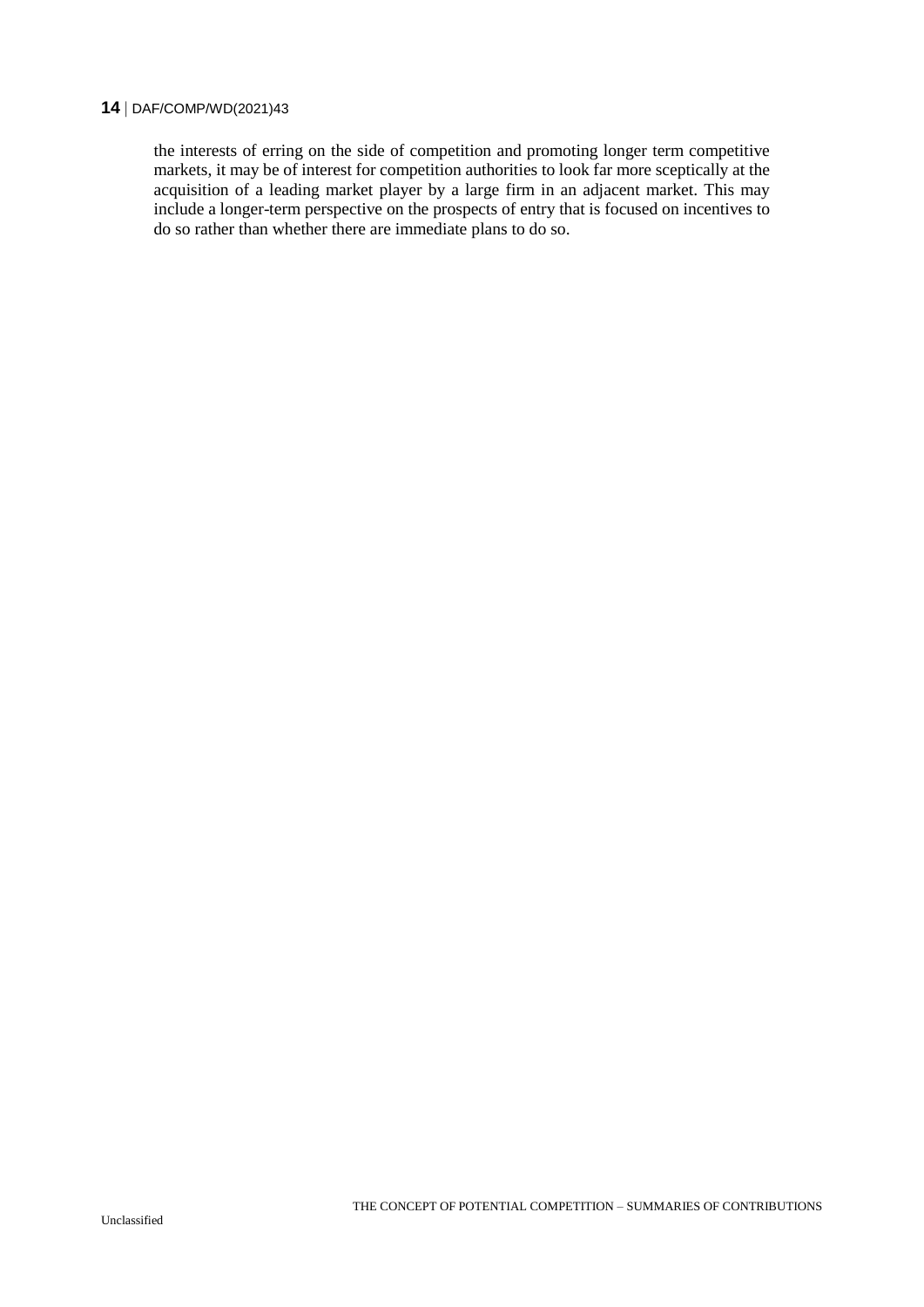the interests of erring on the side of competition and promoting longer term competitive markets, it may be of interest for competition authorities to look far more sceptically at the acquisition of a leading market player by a large firm in an adjacent market. This may include a longer-term perspective on the prospects of entry that is focused on incentives to do so rather than whether there are immediate plans to do so.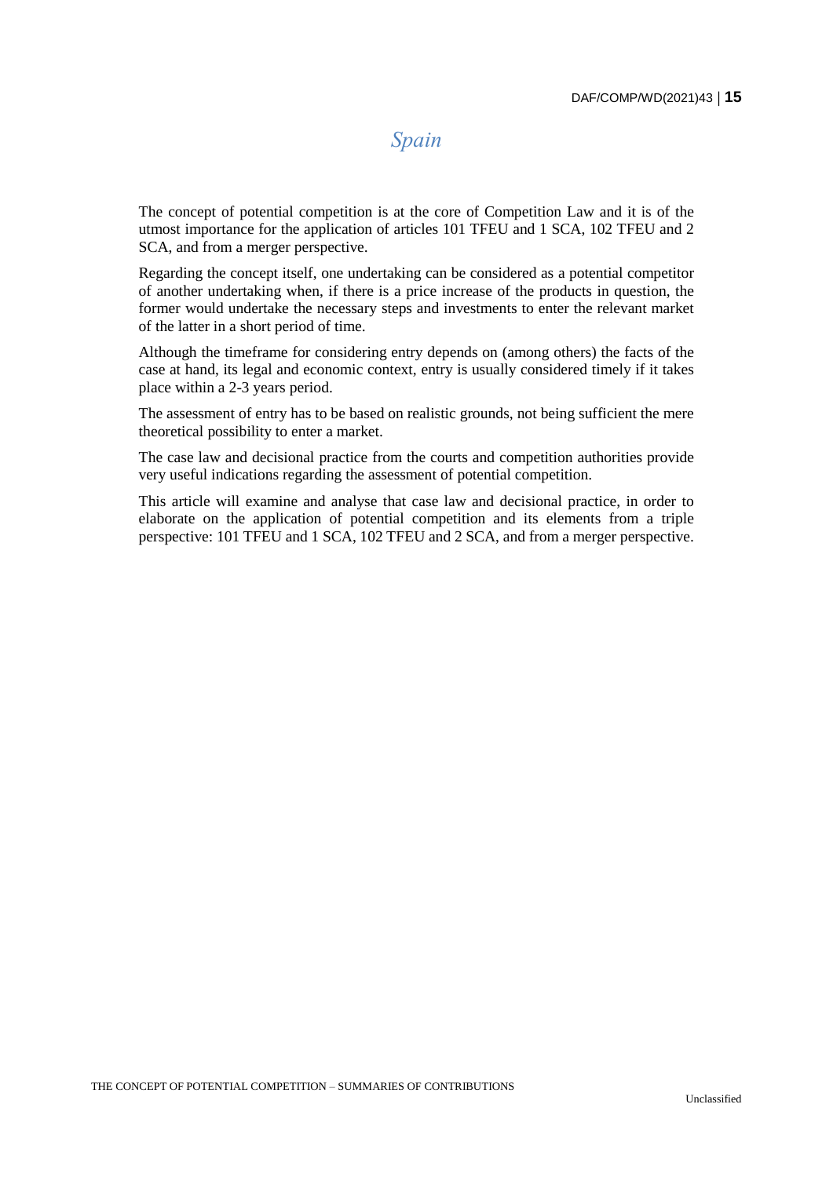# *Spain*

The concept of potential competition is at the core of Competition Law and it is of the utmost importance for the application of articles 101 TFEU and 1 SCA, 102 TFEU and 2 SCA, and from a merger perspective.

Regarding the concept itself, one undertaking can be considered as a potential competitor of another undertaking when, if there is a price increase of the products in question, the former would undertake the necessary steps and investments to enter the relevant market of the latter in a short period of time.

Although the timeframe for considering entry depends on (among others) the facts of the case at hand, its legal and economic context, entry is usually considered timely if it takes place within a 2-3 years period.

The assessment of entry has to be based on realistic grounds, not being sufficient the mere theoretical possibility to enter a market.

The case law and decisional practice from the courts and competition authorities provide very useful indications regarding the assessment of potential competition.

This article will examine and analyse that case law and decisional practice, in order to elaborate on the application of potential competition and its elements from a triple perspective: 101 TFEU and 1 SCA, 102 TFEU and 2 SCA, and from a merger perspective.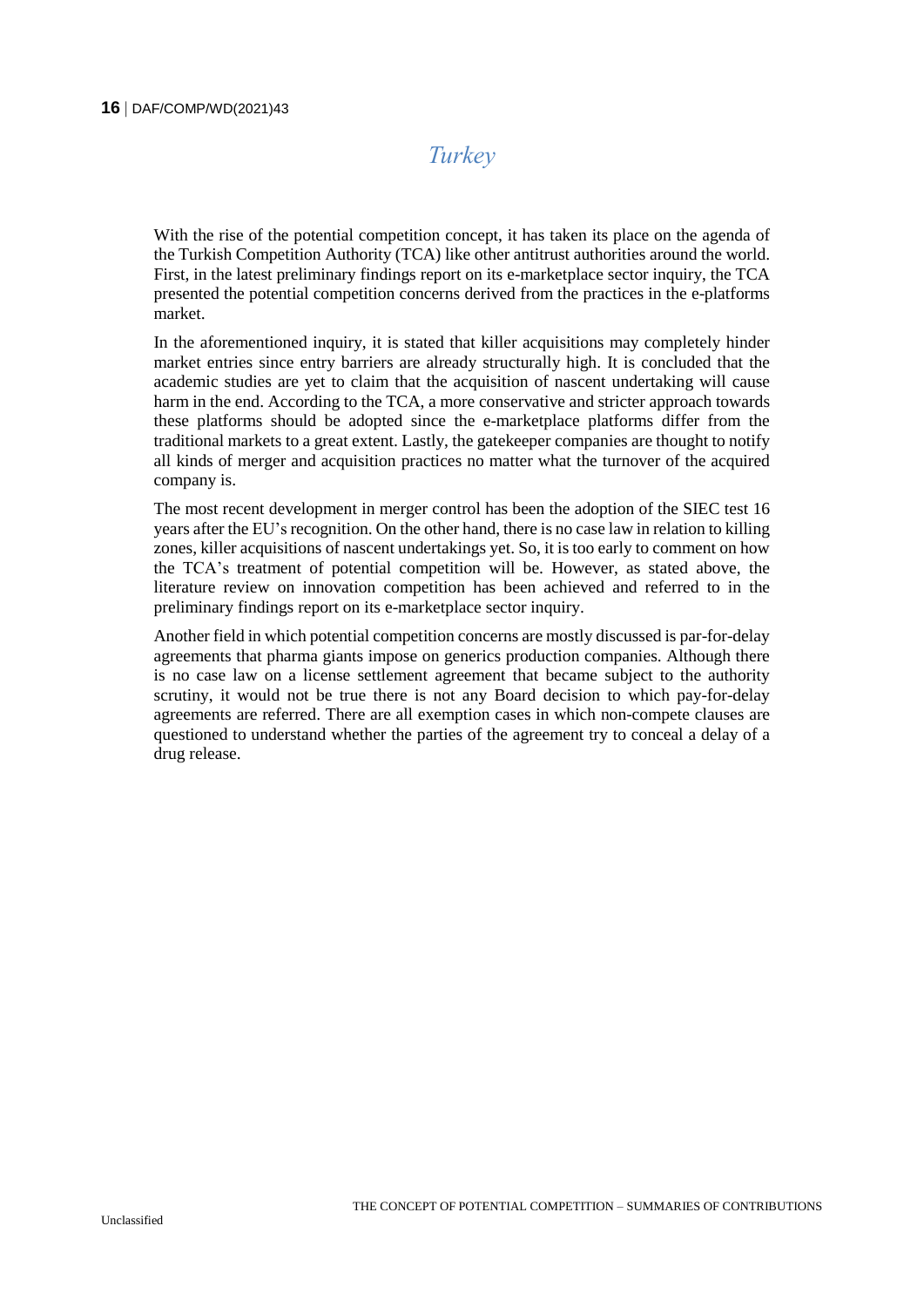## *Turkey*

With the rise of the potential competition concept, it has taken its place on the agenda of the Turkish Competition Authority (TCA) like other antitrust authorities around the world. First, in the latest preliminary findings report on its e-marketplace sector inquiry, the TCA presented the potential competition concerns derived from the practices in the e-platforms market.

In the aforementioned inquiry, it is stated that killer acquisitions may completely hinder market entries since entry barriers are already structurally high. It is concluded that the academic studies are yet to claim that the acquisition of nascent undertaking will cause harm in the end. According to the TCA, a more conservative and stricter approach towards these platforms should be adopted since the e-marketplace platforms differ from the traditional markets to a great extent. Lastly, the gatekeeper companies are thought to notify all kinds of merger and acquisition practices no matter what the turnover of the acquired company is.

The most recent development in merger control has been the adoption of the SIEC test 16 years after the EU's recognition. On the other hand, there is no case law in relation to killing zones, killer acquisitions of nascent undertakings yet. So, it is too early to comment on how the TCA's treatment of potential competition will be. However, as stated above, the literature review on innovation competition has been achieved and referred to in the preliminary findings report on its e-marketplace sector inquiry.

Another field in which potential competition concerns are mostly discussed is par-for-delay agreements that pharma giants impose on generics production companies. Although there is no case law on a license settlement agreement that became subject to the authority scrutiny, it would not be true there is not any Board decision to which pay-for-delay agreements are referred. There are all exemption cases in which non-compete clauses are questioned to understand whether the parties of the agreement try to conceal a delay of a drug release.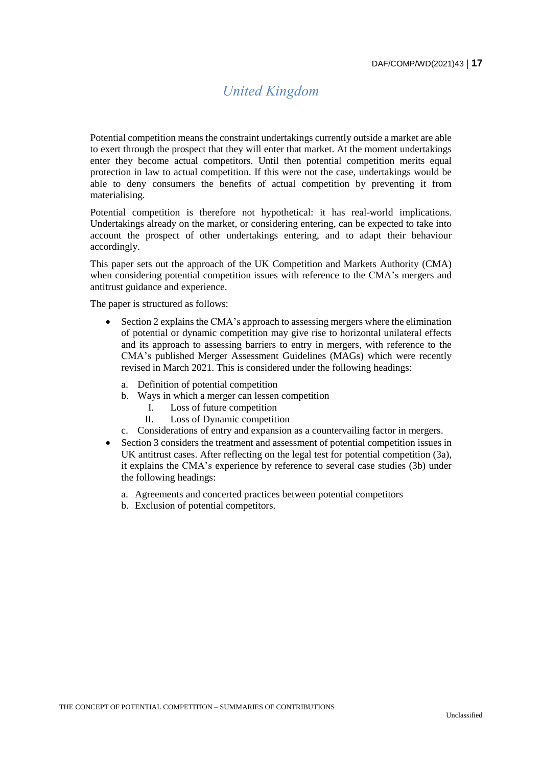## *United Kingdom*

Potential competition means the constraint undertakings currently outside a market are able to exert through the prospect that they will enter that market. At the moment undertakings enter they become actual competitors. Until then potential competition merits equal protection in law to actual competition. If this were not the case, undertakings would be able to deny consumers the benefits of actual competition by preventing it from materialising.

Potential competition is therefore not hypothetical: it has real-world implications. Undertakings already on the market, or considering entering, can be expected to take into account the prospect of other undertakings entering, and to adapt their behaviour accordingly.

This paper sets out the approach of the UK Competition and Markets Authority (CMA) when considering potential competition issues with reference to the CMA's mergers and antitrust guidance and experience.

The paper is structured as follows:

- Section 2 explains the CMA's approach to assessing mergers where the elimination of potential or dynamic competition may give rise to horizontal unilateral effects and its approach to assessing barriers to entry in mergers, with reference to the CMA's published Merger Assessment Guidelines (MAGs) which were recently revised in March 2021. This is considered under the following headings:
  - a. Definition of potential competition
  - b. Ways in which a merger can lessen competition
    - I. Loss of future competition
    - II. Loss of Dynamic competition
  - c. Considerations of entry and expansion as a countervailing factor in mergers.
- Section 3 considers the treatment and assessment of potential competition issues in UK antitrust cases. After reflecting on the legal test for potential competition (3a), it explains the CMA's experience by reference to several case studies (3b) under the following headings:
  - a. Agreements and concerted practices between potential competitors
  - b. Exclusion of potential competitors.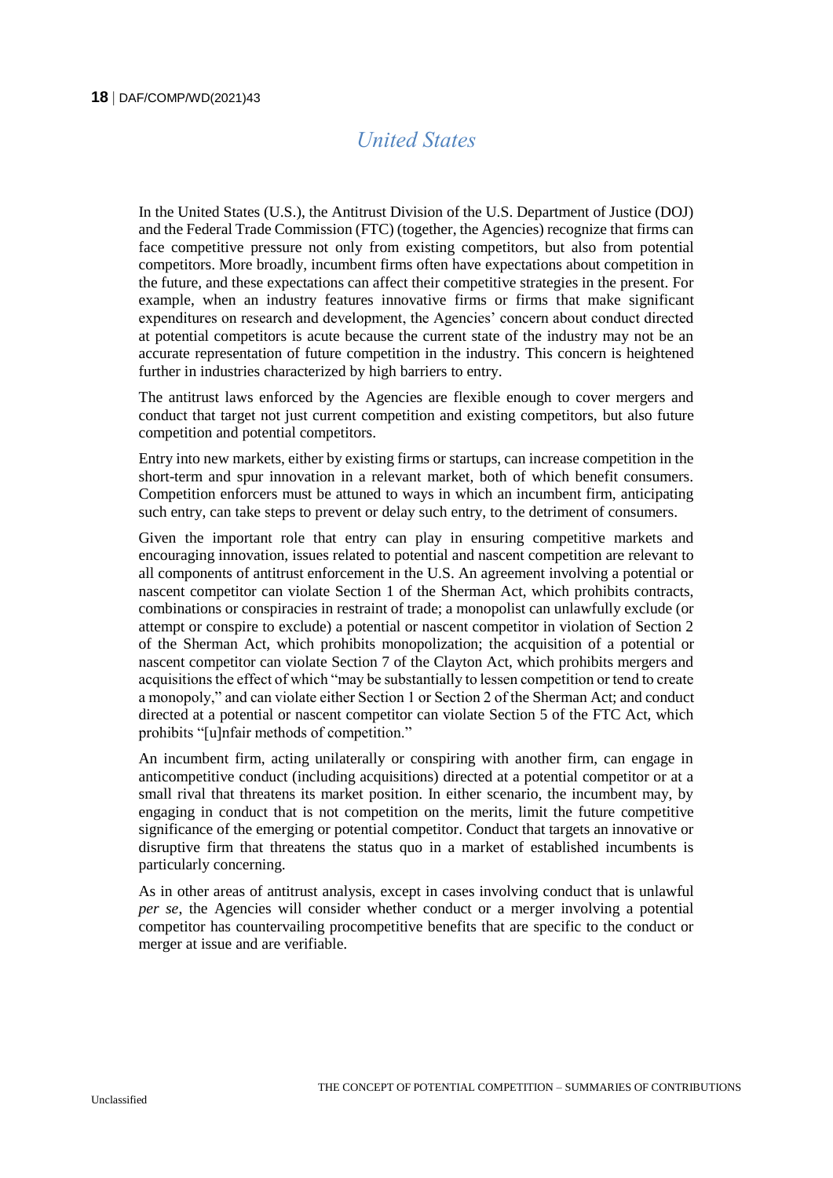## *United States*

In the United States (U.S.), the Antitrust Division of the U.S. Department of Justice (DOJ) and the Federal Trade Commission (FTC) (together, the Agencies) recognize that firms can face competitive pressure not only from existing competitors, but also from potential competitors. More broadly, incumbent firms often have expectations about competition in the future, and these expectations can affect their competitive strategies in the present. For example, when an industry features innovative firms or firms that make significant expenditures on research and development, the Agencies' concern about conduct directed at potential competitors is acute because the current state of the industry may not be an accurate representation of future competition in the industry. This concern is heightened further in industries characterized by high barriers to entry.

The antitrust laws enforced by the Agencies are flexible enough to cover mergers and conduct that target not just current competition and existing competitors, but also future competition and potential competitors.

Entry into new markets, either by existing firms or startups, can increase competition in the short-term and spur innovation in a relevant market, both of which benefit consumers. Competition enforcers must be attuned to ways in which an incumbent firm, anticipating such entry, can take steps to prevent or delay such entry, to the detriment of consumers.

Given the important role that entry can play in ensuring competitive markets and encouraging innovation, issues related to potential and nascent competition are relevant to all components of antitrust enforcement in the U.S. An agreement involving a potential or nascent competitor can violate Section 1 of the Sherman Act, which prohibits contracts, combinations or conspiracies in restraint of trade; a monopolist can unlawfully exclude (or attempt or conspire to exclude) a potential or nascent competitor in violation of Section 2 of the Sherman Act, which prohibits monopolization; the acquisition of a potential or nascent competitor can violate Section 7 of the Clayton Act, which prohibits mergers and acquisitions the effect of which "may be substantially to lessen competition or tend to create a monopoly," and can violate either Section 1 or Section 2 of the Sherman Act; and conduct directed at a potential or nascent competitor can violate Section 5 of the FTC Act, which prohibits "[u]nfair methods of competition."

An incumbent firm, acting unilaterally or conspiring with another firm, can engage in anticompetitive conduct (including acquisitions) directed at a potential competitor or at a small rival that threatens its market position. In either scenario, the incumbent may, by engaging in conduct that is not competition on the merits, limit the future competitive significance of the emerging or potential competitor. Conduct that targets an innovative or disruptive firm that threatens the status quo in a market of established incumbents is particularly concerning.

As in other areas of antitrust analysis, except in cases involving conduct that is unlawful *per se*, the Agencies will consider whether conduct or a merger involving a potential competitor has countervailing procompetitive benefits that are specific to the conduct or merger at issue and are verifiable.